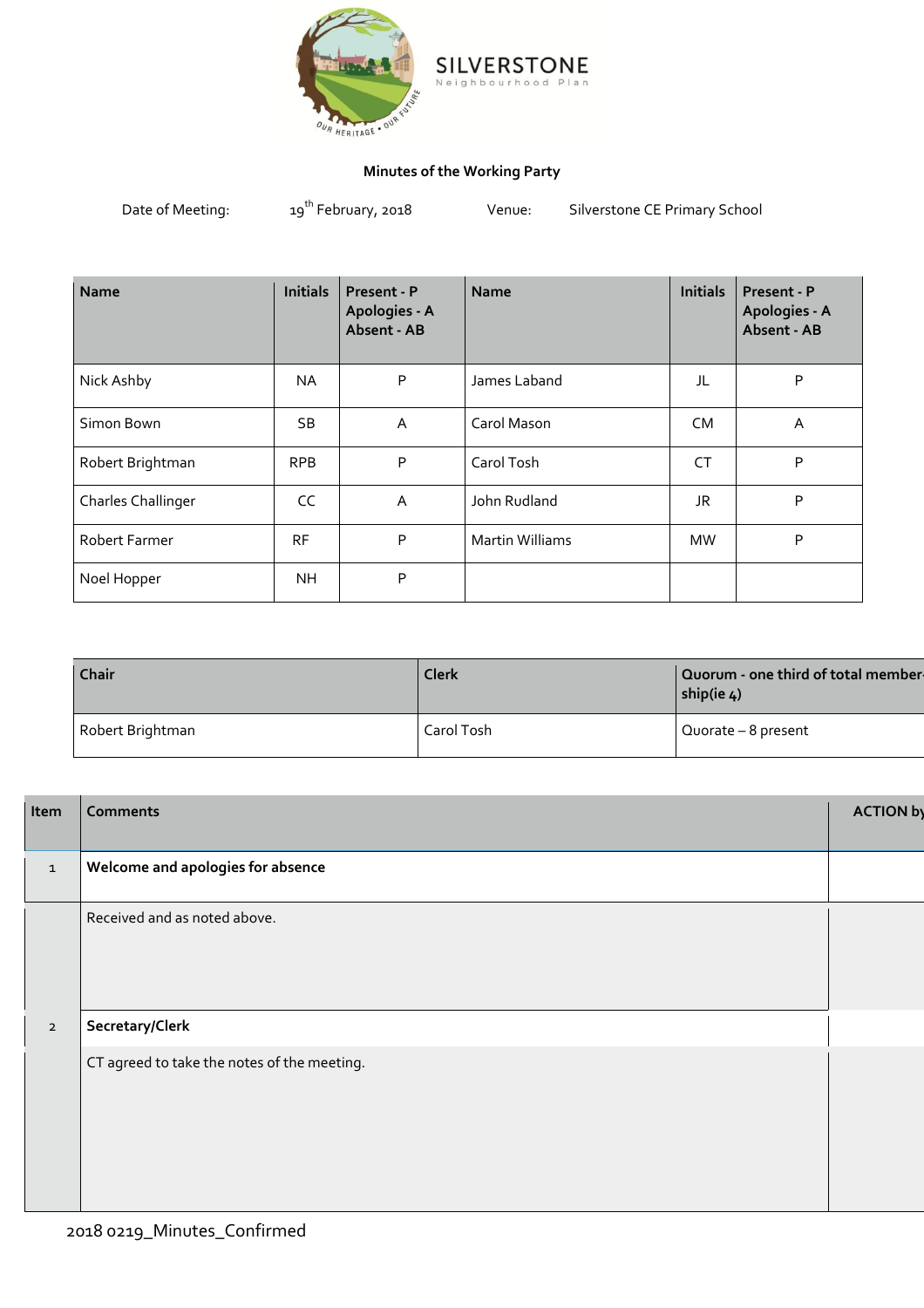SILVERSTONE
Neighbourhood Plan

**Minutes of the Working Party**

Date of Meeting: 19th February, 2018 Venue: Silverstone CE Primary School

| Name | Initials | Present - P Apologies - A Absent - AB | Name | Initials | Present - P Apologies - A Absent - AB |
|---|---|---|---|---|---|
| Nick Ashby | NA | P | James Laband | JL | P |
| Simon Bown | SB | A | Carol Mason | CM | A |
| Robert Brightman | RPB | P | Carol Tosh | CT | P |
| Charles Challinger | CC | A | John Rudland | JR | P |
| Robert Farmer | RF | P | Martin Williams | MW | P |
| Noel Hopper | NH | P | | | |

| Chair | Clerk | Quorum - one third of total membership(ie 4) |
|---|---|---|
| Robert Brightman | Carol Tosh | Quorate – 8 present |

| Item | Comments | ACTION by |
|---|---|---|
| 1 | **Welcome and apologies for absence** | |
| | Received and as noted above. | |
| 2 | **Secretary/Clerk** | |
| | CT agreed to take the notes of the meeting. | |

2018 0219_Minutes_Confirmed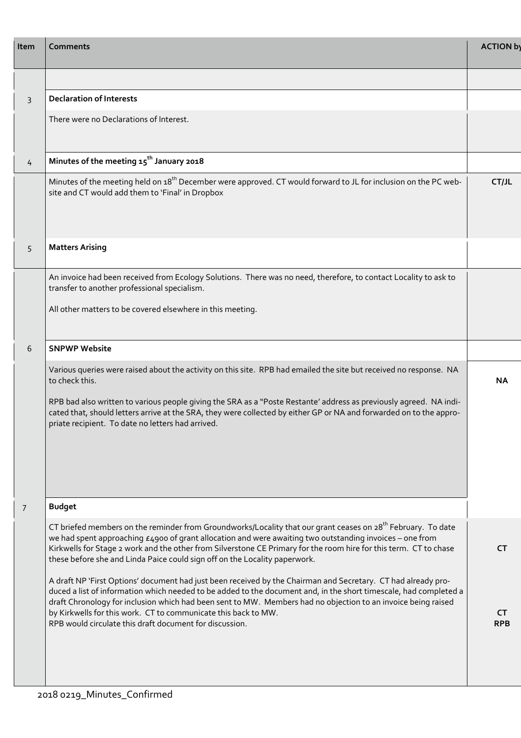| Item | Comments | ACTION by |
|---|---|---|
| | | |
| 3 | **Declaration of Interests** | |
| | There were no Declarations of Interest. | |
| 4 | **Minutes of the meeting 15th January 2018** | |
| | Minutes of the meeting held on 18th December were approved. CT would forward to JL for inclusion on the PC web-site and CT would add them to 'Final' in Dropbox | **CT/JL** |
| 5 | **Matters Arising** | |
| | An invoice had been received from Ecology Solutions. There was no need, therefore, to contact Locality to ask to transfer to another professional specialism.<br><br>All other matters to be covered elsewhere in this meeting. | |
| 6 | **SNPWP Website** | |
| | Various queries were raised about the activity on this site. RPB had emailed the site but received no response. NA to check this.<br><br>RPB bad also written to various people giving the SRA as a "Poste Restante' address as previously agreed. NA indi-cated that, should letters arrive at the SRA, they were collected by either GP or NA and forwarded on to the appro-priate recipient. To date no letters had arrived. | **NA** |
| 7 | **Budget** | |
| | CT briefed members on the reminder from Groundworks/Locality that our grant ceases on 28th February. To date we had spent approaching £4900 of grant allocation and were awaiting two outstanding invoices – one from Kirkwells for Stage 2 work and the other from Silverstone CE Primary for the room hire for this term. CT to chase these before she and Linda Paice could sign off on the Locality paperwork.<br><br>A draft NP 'First Options' document had just been received by the Chairman and Secretary. CT had already pro-duced a list of information which needed to be added to the document and, in the short timescale, had completed a draft Chronology for inclusion which had been sent to MW. Members had no objection to an invoice being raised by Kirkwells for this work. CT to communicate this back to MW.<br>RPB would circulate this draft document for discussion. | **CT**<br><br>**CT**<br>**RPB** |

2018 0219_Minutes_Confirmed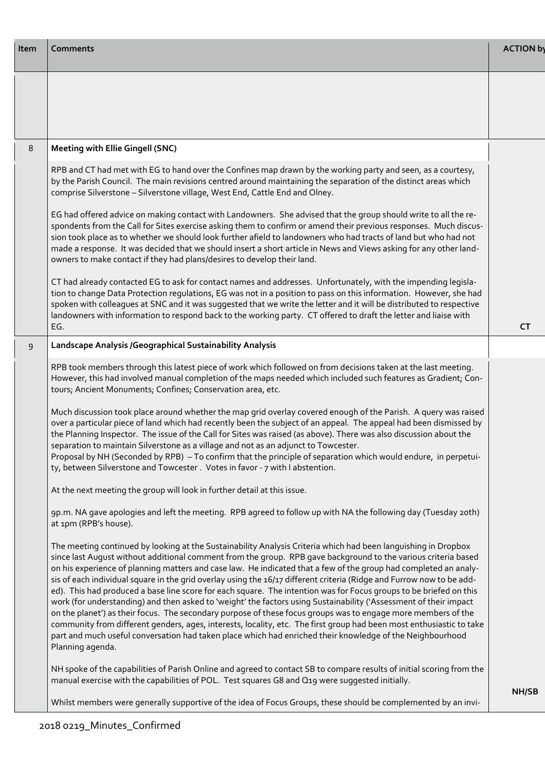| Item | Comments | ACTION by |
|---|---|---|
| | | |
| 8 | **Meeting with Ellie Gingell (SNC)** | |
| | RPB and CT had met with EG to hand over the Confines map drawn by the working party and seen, as a courtesy, by the Parish Council. The main revisions centred around maintaining the separation of the distinct areas which comprise Silverstone – Silverstone village, West End, Cattle End and Olney.<br><br>EG had offered advice on making contact with Landowners. She advised that the group should write to all the respondents from the Call for Sites exercise asking them to confirm or amend their previous responses. Much discussion took place as to whether we should look further afield to landowners who had tracts of land but who had not made a response. It was decided that we should insert a short article in News and Views asking for any other landowners to make contact if they had plans/desires to develop their land.<br><br>CT had already contacted EG to ask for contact names and addresses. Unfortunately, with the impending legislation to change Data Protection regulations, EG was not in a position to pass on this information. However, she had spoken with colleagues at SNC and it was suggested that we write the letter and it will be distributed to respective landowners with information to respond back to the working party. CT offered to draft the letter and liaise with EG. | **CT** |
| 9 | **Landscape Analysis /Geographical Sustainability Analysis** | |
| | RPB took members through this latest piece of work which followed on from decisions taken at the last meeting. However, this had involved manual completion of the maps needed which included such features as Gradient; Contours; Ancient Monuments; Confines; Conservation area, etc.<br><br>Much discussion took place around whether the map grid overlay covered enough of the Parish. A query was raised over a particular piece of land which had recently been the subject of an appeal. The appeal had been dismissed by the Planning Inspector. The issue of the Call for Sites was raised (as above). There was also discussion about the separation to maintain Silverstone as a village and not as an adjunct to Towcester.<br>Proposal by NH (Seconded by RPB) – To confirm that the principle of separation which would endure, in perpetuity, between Silverstone and Towcester . Votes in favor - 7 with I abstention.<br><br>At the next meeting the group will look in further detail at this issue.<br><br>9p.m. NA gave apologies and left the meeting. RPB agreed to follow up with NA the following day (Tuesday 20th) at 1pm (RPB's house).<br><br>The meeting continued by looking at the Sustainability Analysis Criteria which had been languishing in Dropbox since last August without additional comment from the group. RPB gave background to the various criteria based on his experience of planning matters and case law. He indicated that a few of the group had completed an analysis of each individual square in the grid overlay using the 16/17 different criteria (Ridge and Furrow now to be added). This had produced a base line score for each square. The intention was for Focus groups to be briefed on this work (for understanding) and then asked to 'weight' the factors using Sustainability ('Assessment of their impact on the planet') as their focus. The secondary purpose of these focus groups was to engage more members of the community from different genders, ages, interests, locality, etc. The first group had been most enthusiastic to take part and much useful conversation had taken place which had enriched their knowledge of the Neighbourhood Planning agenda.<br><br>NH spoke of the capabilities of Parish Online and agreed to contact SB to compare results of initial scoring from the manual exercise with the capabilities of POL. Test squares G8 and Q19 were suggested initially.<br><br>Whilst members were generally supportive of the idea of Focus Groups, these should be complemented by an invi- | **NH/SB** |

2018 0219_Minutes_Confirmed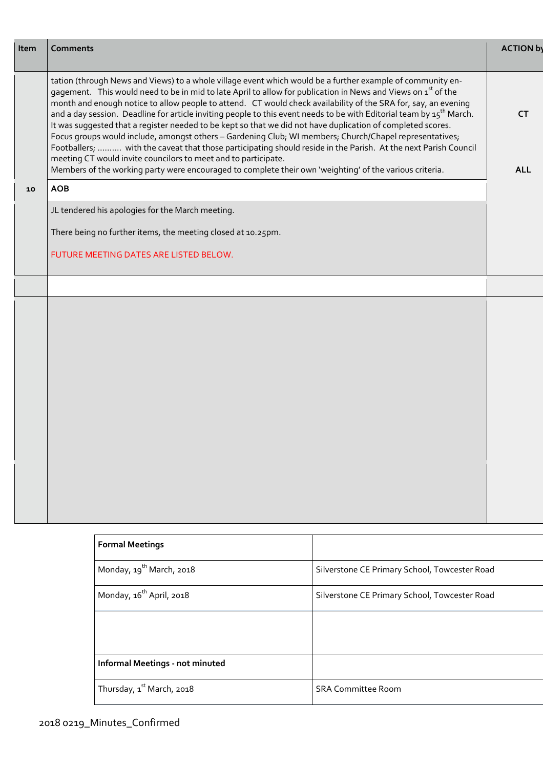| Item | Comments | ACTION by |
|---|---|---|
| | tation (through News and Views) to a whole village event which would be a further example of community engagement. This would need to be in mid to late April to allow for publication in News and Views on 1st of the month and enough notice to allow people to attend. CT would check availability of the SRA for, say, an evening and a day session. Deadline for article inviting people to this event needs to be with Editorial team by 15th March. It was suggested that a register needed to be kept so that we did not have duplication of completed scores. Focus groups would include, amongst others – Gardening Club; WI members; Church/Chapel representatives; Footballers; .......... with the caveat that those participating should reside in the Parish. At the next Parish Council meeting CT would invite councilors to meet and to participate. Members of the working party were encouraged to complete their own 'weighting' of the various criteria. | CT<br><br>ALL |
| 10 | **AOB** | |
| | JL tendered his apologies for the March meeting.<br><br>There being no further items, the meeting closed at 10.25pm.<br><br>FUTURE MEETING DATES ARE LISTED BELOW. | |
| | | |
| | | |

| Formal Meetings | |
|---|---|
| Monday, 19th March, 2018 | Silverstone CE Primary School, Towcester Road |
| Monday, 16th April, 2018 | Silverstone CE Primary School, Towcester Road |
| | |
| **Informal Meetings - not minuted** | |
| Thursday, 1st March, 2018 | SRA Committee Room |

2018 0219_Minutes_Confirmed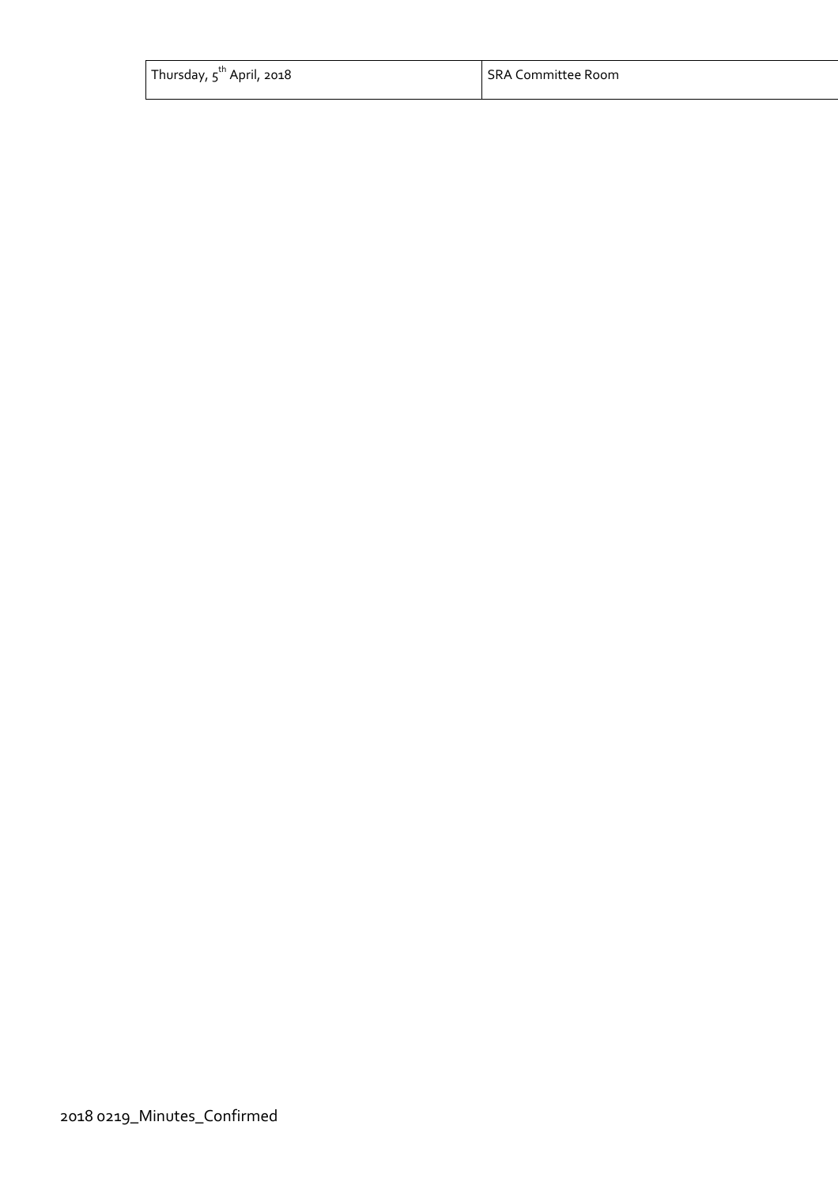| | |
|---|---|
| Thursday, 5th April, 2018 | SRA Committee Room |

2018 0219_Minutes_Confirmed